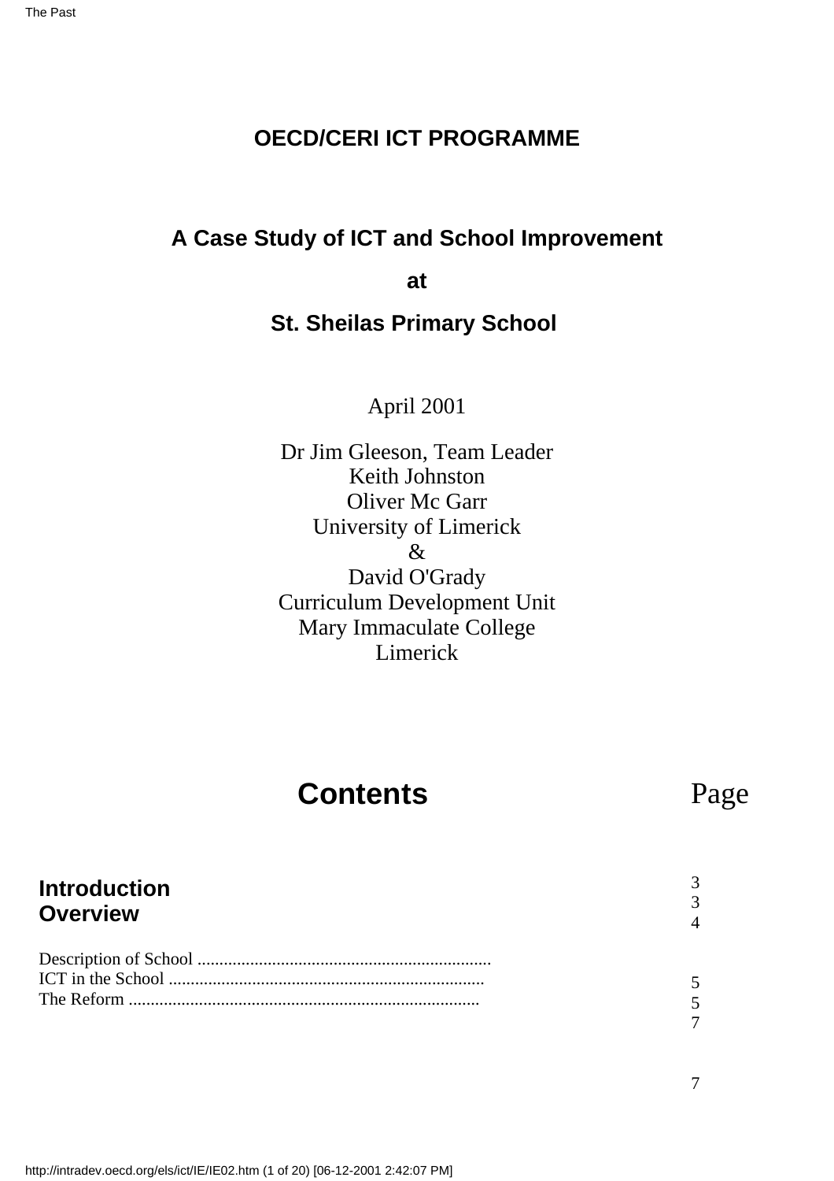**OECD/CERI ICT PROGRAMME**

**A Case Study of ICT and School Improvement**

**at**

**St. Sheilas Primary School**

April 2001

Dr Jim Gleeson, Team Leader
Keith Johnston
Oliver Mc Garr
University of Limerick
&
David O'Grady
Curriculum Development Unit
Mary Immaculate College
Limerick

# Contents

| | Page |
|---|---|
| **Introduction** | 3 |
| **Overview** | 3 |
| | 4 |
| Description of School .................................................................. | 5 |
| ICT in the School ........................................................................ | 5 |
| The Reform ................................................................................ | 7 |
| | 7 |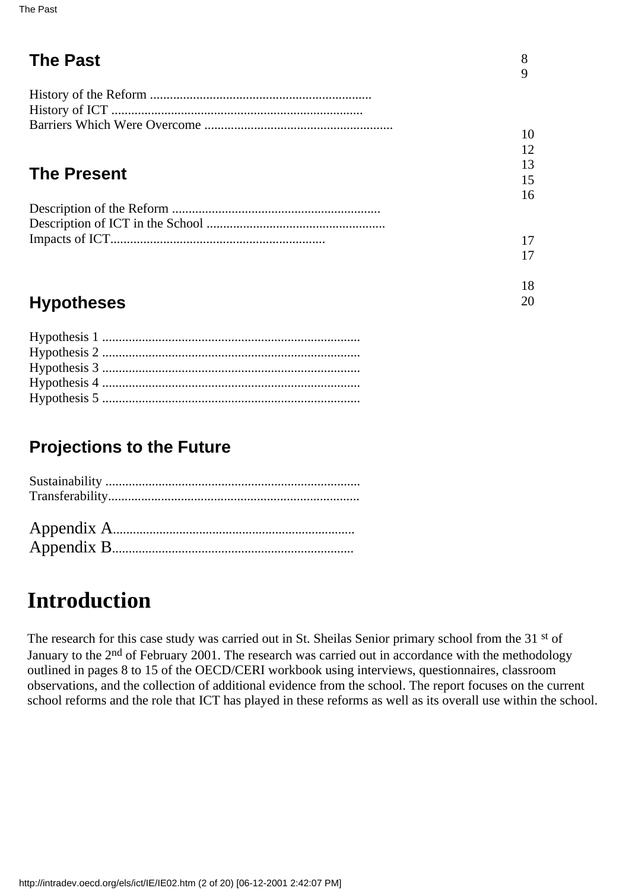## The Past

8
9

History of the Reform ..................................................................
History of ICT ..........................................................................
Barriers Which Were Overcome ........................................................

10
12
13
15
16

## The Present

Description of the Reform ..............................................................
Description of ICT in the School .....................................................
Impacts of ICT................................................................

17
17

18
20

## Hypotheses

Hypothesis 1 .............................................................................
Hypothesis 2 .............................................................................
Hypothesis 3 .............................................................................
Hypothesis 4 .............................................................................
Hypothesis 5 .............................................................................

## Projections to the Future

Sustainability ............................................................................
Transferability...........................................................................

Appendix A.......................................................................
Appendix B.......................................................................

# Introduction

The research for this case study was carried out in St. Sheilas Senior primary school from the 31 st of January to the 2nd of February 2001. The research was carried out in accordance with the methodology outlined in pages 8 to 15 of the OECD/CERI workbook using interviews, questionnaires, classroom observations, and the collection of additional evidence from the school. The report focuses on the current school reforms and the role that ICT has played in these reforms as well as its overall use within the school.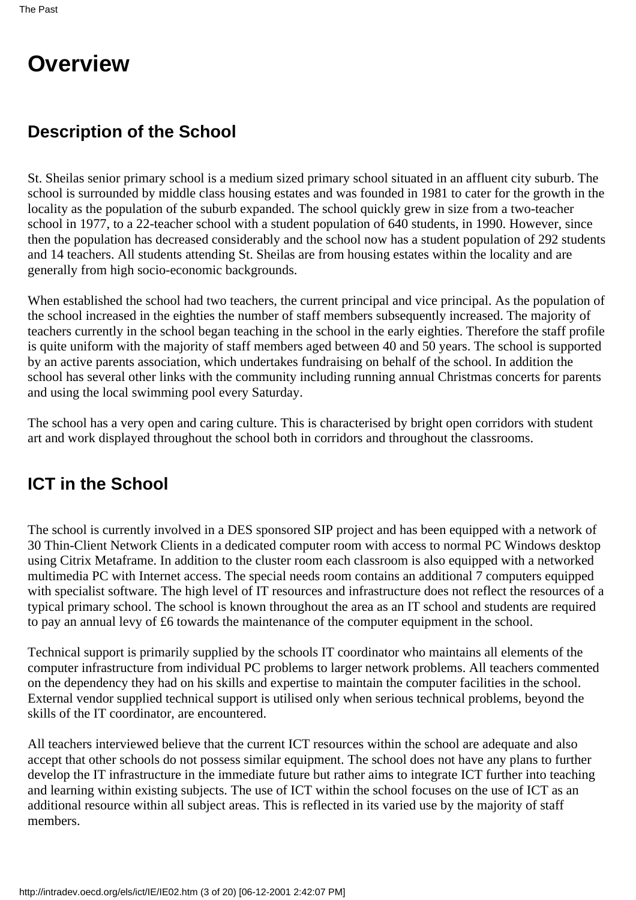# Overview

## Description of the School

St. Sheilas senior primary school is a medium sized primary school situated in an affluent city suburb. The school is surrounded by middle class housing estates and was founded in 1981 to cater for the growth in the locality as the population of the suburb expanded. The school quickly grew in size from a two-teacher school in 1977, to a 22-teacher school with a student population of 640 students, in 1990. However, since then the population has decreased considerably and the school now has a student population of 292 students and 14 teachers. All students attending St. Sheilas are from housing estates within the locality and are generally from high socio-economic backgrounds.

When established the school had two teachers, the current principal and vice principal. As the population of the school increased in the eighties the number of staff members subsequently increased. The majority of teachers currently in the school began teaching in the school in the early eighties. Therefore the staff profile is quite uniform with the majority of staff members aged between 40 and 50 years. The school is supported by an active parents association, which undertakes fundraising on behalf of the school. In addition the school has several other links with the community including running annual Christmas concerts for parents and using the local swimming pool every Saturday.

The school has a very open and caring culture. This is characterised by bright open corridors with student art and work displayed throughout the school both in corridors and throughout the classrooms.

## ICT in the School

The school is currently involved in a DES sponsored SIP project and has been equipped with a network of 30 Thin-Client Network Clients in a dedicated computer room with access to normal PC Windows desktop using Citrix Metaframe. In addition to the cluster room each classroom is also equipped with a networked multimedia PC with Internet access. The special needs room contains an additional 7 computers equipped with specialist software. The high level of IT resources and infrastructure does not reflect the resources of a typical primary school. The school is known throughout the area as an IT school and students are required to pay an annual levy of £6 towards the maintenance of the computer equipment in the school.

Technical support is primarily supplied by the schools IT coordinator who maintains all elements of the computer infrastructure from individual PC problems to larger network problems. All teachers commented on the dependency they had on his skills and expertise to maintain the computer facilities in the school. External vendor supplied technical support is utilised only when serious technical problems, beyond the skills of the IT coordinator, are encountered.

All teachers interviewed believe that the current ICT resources within the school are adequate and also accept that other schools do not possess similar equipment. The school does not have any plans to further develop the IT infrastructure in the immediate future but rather aims to integrate ICT further into teaching and learning within existing subjects. The use of ICT within the school focuses on the use of ICT as an additional resource within all subject areas. This is reflected in its varied use by the majority of staff members.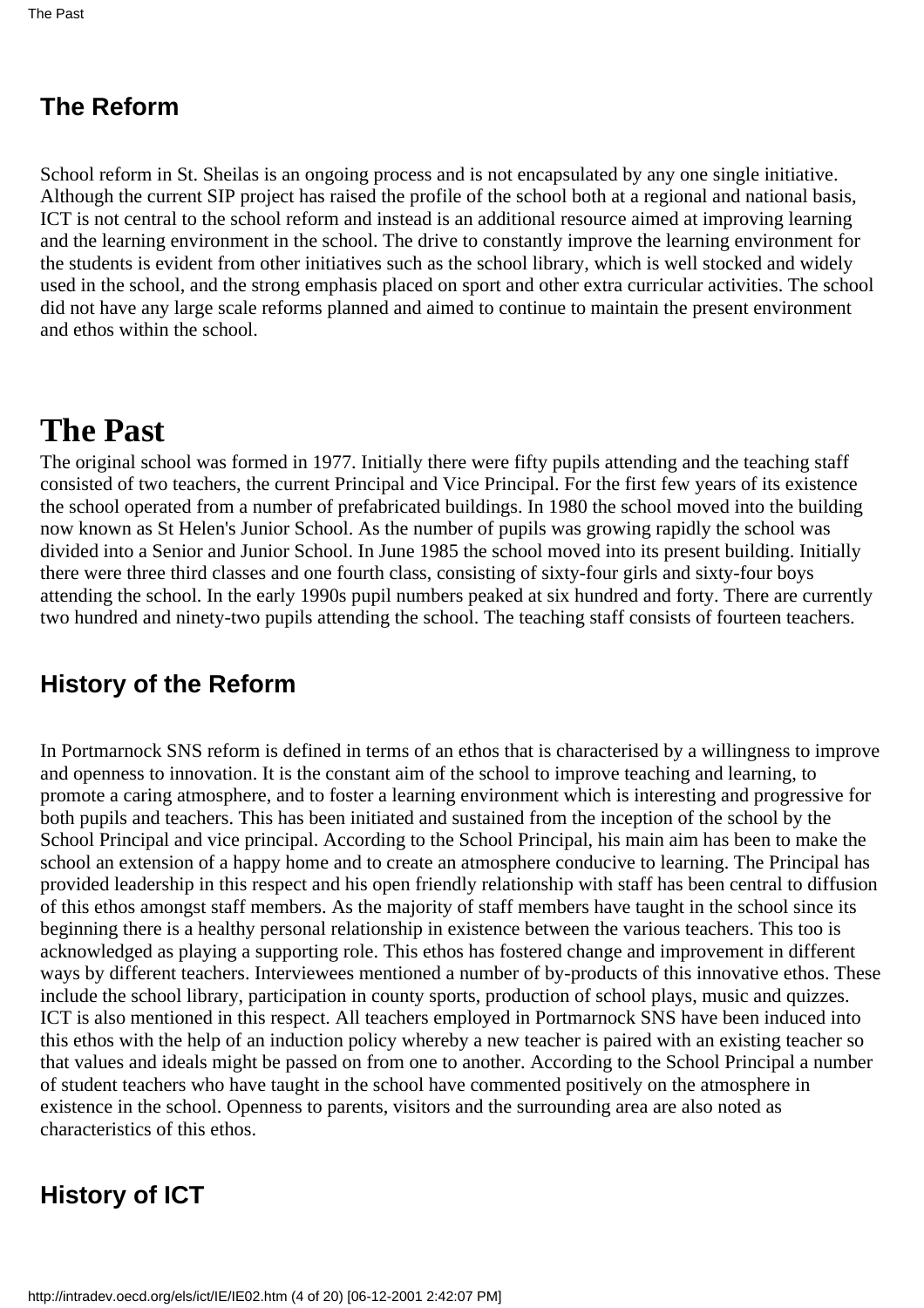## The Reform

School reform in St. Sheilas is an ongoing process and is not encapsulated by any one single initiative. Although the current SIP project has raised the profile of the school both at a regional and national basis, ICT is not central to the school reform and instead is an additional resource aimed at improving learning and the learning environment in the school. The drive to constantly improve the learning environment for the students is evident from other initiatives such as the school library, which is well stocked and widely used in the school, and the strong emphasis placed on sport and other extra curricular activities. The school did not have any large scale reforms planned and aimed to continue to maintain the present environment and ethos within the school.

# The Past

The original school was formed in 1977. Initially there were fifty pupils attending and the teaching staff consisted of two teachers, the current Principal and Vice Principal. For the first few years of its existence the school operated from a number of prefabricated buildings. In 1980 the school moved into the building now known as St Helen's Junior School. As the number of pupils was growing rapidly the school was divided into a Senior and Junior School. In June 1985 the school moved into its present building. Initially there were three third classes and one fourth class, consisting of sixty-four girls and sixty-four boys attending the school. In the early 1990s pupil numbers peaked at six hundred and forty. There are currently two hundred and ninety-two pupils attending the school. The teaching staff consists of fourteen teachers.

## History of the Reform

In Portmarnock SNS reform is defined in terms of an ethos that is characterised by a willingness to improve and openness to innovation. It is the constant aim of the school to improve teaching and learning, to promote a caring atmosphere, and to foster a learning environment which is interesting and progressive for both pupils and teachers. This has been initiated and sustained from the inception of the school by the School Principal and vice principal. According to the School Principal, his main aim has been to make the school an extension of a happy home and to create an atmosphere conducive to learning. The Principal has provided leadership in this respect and his open friendly relationship with staff has been central to diffusion of this ethos amongst staff members. As the majority of staff members have taught in the school since its beginning there is a healthy personal relationship in existence between the various teachers. This too is acknowledged as playing a supporting role. This ethos has fostered change and improvement in different ways by different teachers. Interviewees mentioned a number of by-products of this innovative ethos. These include the school library, participation in county sports, production of school plays, music and quizzes. ICT is also mentioned in this respect. All teachers employed in Portmarnock SNS have been induced into this ethos with the help of an induction policy whereby a new teacher is paired with an existing teacher so that values and ideals might be passed on from one to another. According to the School Principal a number of student teachers who have taught in the school have commented positively on the atmosphere in existence in the school. Openness to parents, visitors and the surrounding area are also noted as characteristics of this ethos.

## History of ICT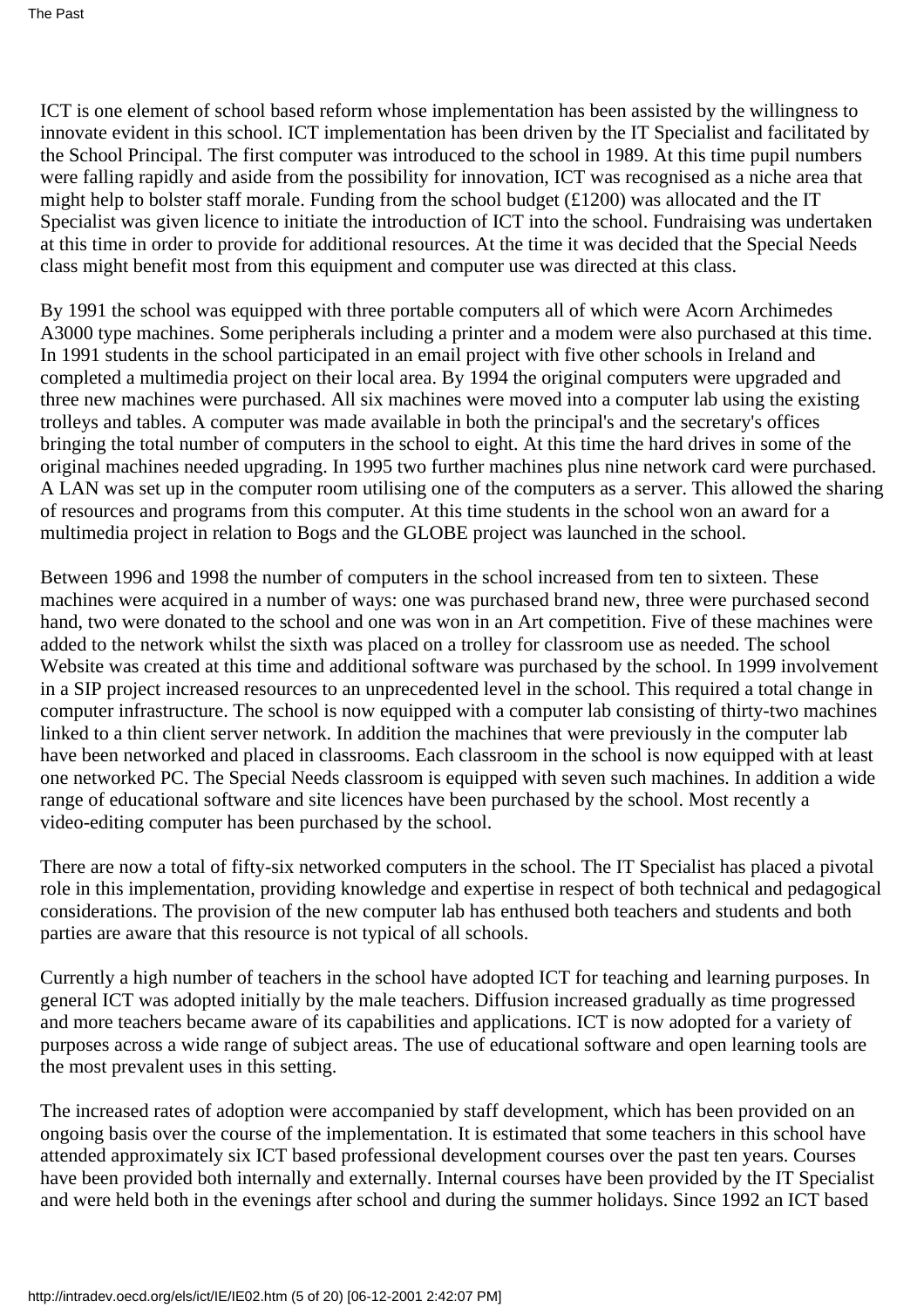ICT is one element of school based reform whose implementation has been assisted by the willingness to innovate evident in this school. ICT implementation has been driven by the IT Specialist and facilitated by the School Principal. The first computer was introduced to the school in 1989. At this time pupil numbers were falling rapidly and aside from the possibility for innovation, ICT was recognised as a niche area that might help to bolster staff morale. Funding from the school budget (£1200) was allocated and the IT Specialist was given licence to initiate the introduction of ICT into the school. Fundraising was undertaken at this time in order to provide for additional resources. At the time it was decided that the Special Needs class might benefit most from this equipment and computer use was directed at this class.

By 1991 the school was equipped with three portable computers all of which were Acorn Archimedes A3000 type machines. Some peripherals including a printer and a modem were also purchased at this time. In 1991 students in the school participated in an email project with five other schools in Ireland and completed a multimedia project on their local area. By 1994 the original computers were upgraded and three new machines were purchased. All six machines were moved into a computer lab using the existing trolleys and tables. A computer was made available in both the principal's and the secretary's offices bringing the total number of computers in the school to eight. At this time the hard drives in some of the original machines needed upgrading. In 1995 two further machines plus nine network card were purchased. A LAN was set up in the computer room utilising one of the computers as a server. This allowed the sharing of resources and programs from this computer. At this time students in the school won an award for a multimedia project in relation to Bogs and the GLOBE project was launched in the school.

Between 1996 and 1998 the number of computers in the school increased from ten to sixteen. These machines were acquired in a number of ways: one was purchased brand new, three were purchased second hand, two were donated to the school and one was won in an Art competition. Five of these machines were added to the network whilst the sixth was placed on a trolley for classroom use as needed. The school Website was created at this time and additional software was purchased by the school. In 1999 involvement in a SIP project increased resources to an unprecedented level in the school. This required a total change in computer infrastructure. The school is now equipped with a computer lab consisting of thirty-two machines linked to a thin client server network. In addition the machines that were previously in the computer lab have been networked and placed in classrooms. Each classroom in the school is now equipped with at least one networked PC. The Special Needs classroom is equipped with seven such machines. In addition a wide range of educational software and site licences have been purchased by the school. Most recently a video-editing computer has been purchased by the school.

There are now a total of fifty-six networked computers in the school. The IT Specialist has placed a pivotal role in this implementation, providing knowledge and expertise in respect of both technical and pedagogical considerations. The provision of the new computer lab has enthused both teachers and students and both parties are aware that this resource is not typical of all schools.

Currently a high number of teachers in the school have adopted ICT for teaching and learning purposes. In general ICT was adopted initially by the male teachers. Diffusion increased gradually as time progressed and more teachers became aware of its capabilities and applications. ICT is now adopted for a variety of purposes across a wide range of subject areas. The use of educational software and open learning tools are the most prevalent uses in this setting.

The increased rates of adoption were accompanied by staff development, which has been provided on an ongoing basis over the course of the implementation. It is estimated that some teachers in this school have attended approximately six ICT based professional development courses over the past ten years. Courses have been provided both internally and externally. Internal courses have been provided by the IT Specialist and were held both in the evenings after school and during the summer holidays. Since 1992 an ICT based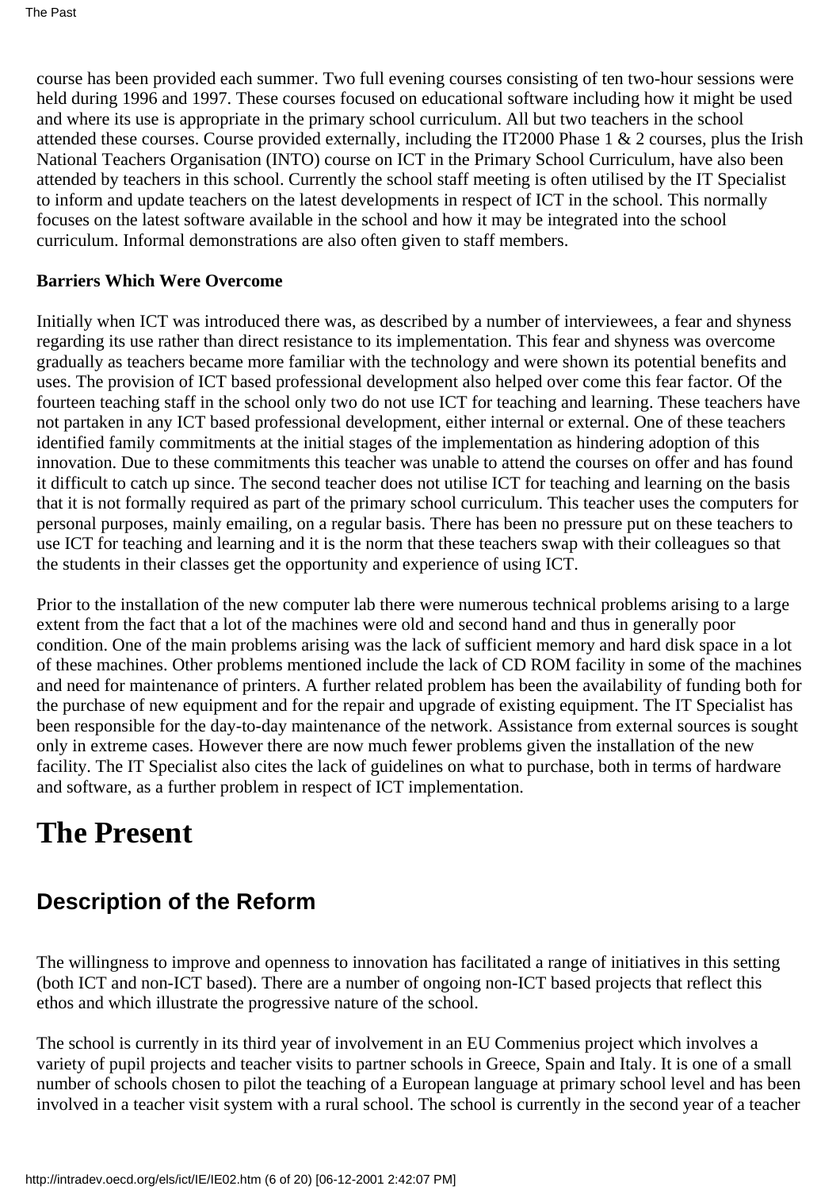course has been provided each summer. Two full evening courses consisting of ten two-hour sessions were held during 1996 and 1997. These courses focused on educational software including how it might be used and where its use is appropriate in the primary school curriculum. All but two teachers in the school attended these courses. Course provided externally, including the IT2000 Phase 1 & 2 courses, plus the Irish National Teachers Organisation (INTO) course on ICT in the Primary School Curriculum, have also been attended by teachers in this school. Currently the school staff meeting is often utilised by the IT Specialist to inform and update teachers on the latest developments in respect of ICT in the school. This normally focuses on the latest software available in the school and how it may be integrated into the school curriculum. Informal demonstrations are also often given to staff members.

**Barriers Which Were Overcome**

Initially when ICT was introduced there was, as described by a number of interviewees, a fear and shyness regarding its use rather than direct resistance to its implementation. This fear and shyness was overcome gradually as teachers became more familiar with the technology and were shown its potential benefits and uses. The provision of ICT based professional development also helped over come this fear factor. Of the fourteen teaching staff in the school only two do not use ICT for teaching and learning. These teachers have not partaken in any ICT based professional development, either internal or external. One of these teachers identified family commitments at the initial stages of the implementation as hindering adoption of this innovation. Due to these commitments this teacher was unable to attend the courses on offer and has found it difficult to catch up since. The second teacher does not utilise ICT for teaching and learning on the basis that it is not formally required as part of the primary school curriculum. This teacher uses the computers for personal purposes, mainly emailing, on a regular basis. There has been no pressure put on these teachers to use ICT for teaching and learning and it is the norm that these teachers swap with their colleagues so that the students in their classes get the opportunity and experience of using ICT.

Prior to the installation of the new computer lab there were numerous technical problems arising to a large extent from the fact that a lot of the machines were old and second hand and thus in generally poor condition. One of the main problems arising was the lack of sufficient memory and hard disk space in a lot of these machines. Other problems mentioned include the lack of CD ROM facility in some of the machines and need for maintenance of printers. A further related problem has been the availability of funding both for the purchase of new equipment and for the repair and upgrade of existing equipment. The IT Specialist has been responsible for the day-to-day maintenance of the network. Assistance from external sources is sought only in extreme cases. However there are now much fewer problems given the installation of the new facility. The IT Specialist also cites the lack of guidelines on what to purchase, both in terms of hardware and software, as a further problem in respect of ICT implementation.

# The Present

## Description of the Reform

The willingness to improve and openness to innovation has facilitated a range of initiatives in this setting (both ICT and non-ICT based). There are a number of ongoing non-ICT based projects that reflect this ethos and which illustrate the progressive nature of the school.

The school is currently in its third year of involvement in an EU Commenius project which involves a variety of pupil projects and teacher visits to partner schools in Greece, Spain and Italy. It is one of a small number of schools chosen to pilot the teaching of a European language at primary school level and has been involved in a teacher visit system with a rural school. The school is currently in the second year of a teacher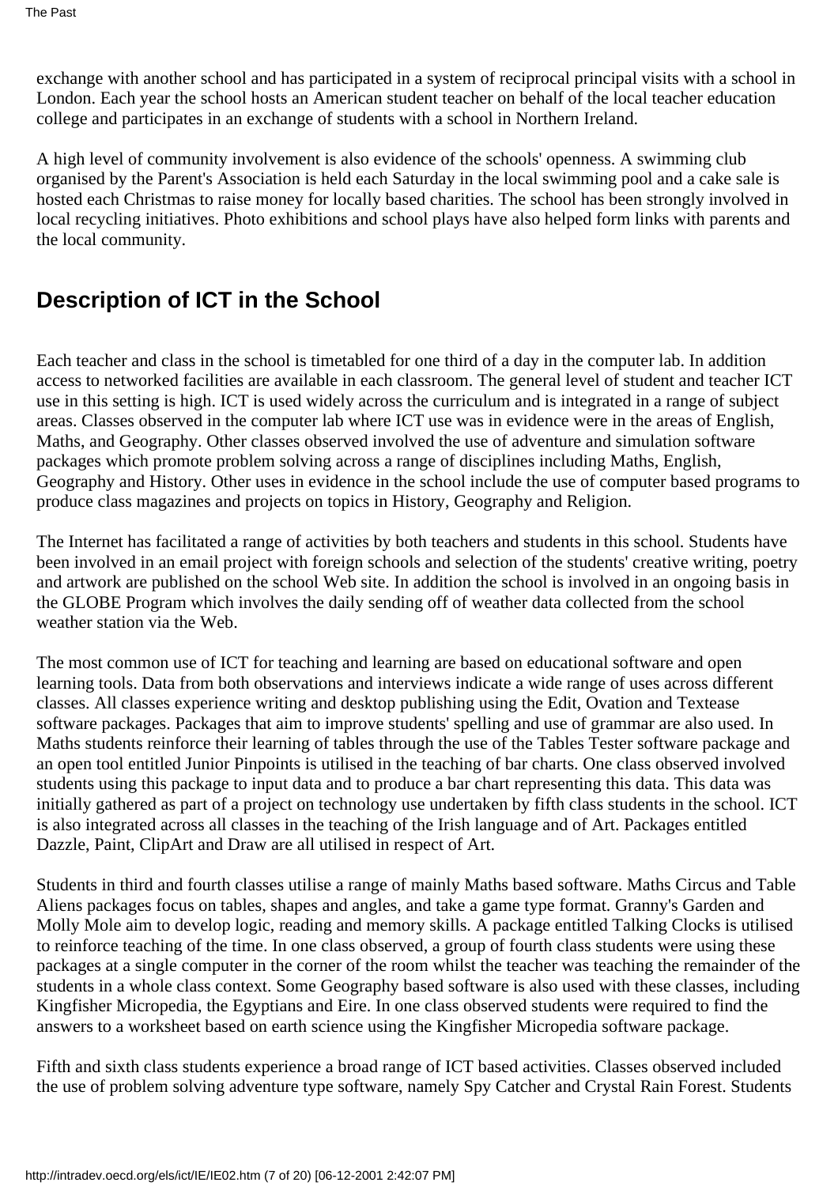exchange with another school and has participated in a system of reciprocal principal visits with a school in London. Each year the school hosts an American student teacher on behalf of the local teacher education college and participates in an exchange of students with a school in Northern Ireland.

A high level of community involvement is also evidence of the schools' openness. A swimming club organised by the Parent's Association is held each Saturday in the local swimming pool and a cake sale is hosted each Christmas to raise money for locally based charities. The school has been strongly involved in local recycling initiatives. Photo exhibitions and school plays have also helped form links with parents and the local community.

## Description of ICT in the School

Each teacher and class in the school is timetabled for one third of a day in the computer lab. In addition access to networked facilities are available in each classroom. The general level of student and teacher ICT use in this setting is high. ICT is used widely across the curriculum and is integrated in a range of subject areas. Classes observed in the computer lab where ICT use was in evidence were in the areas of English, Maths, and Geography. Other classes observed involved the use of adventure and simulation software packages which promote problem solving across a range of disciplines including Maths, English, Geography and History. Other uses in evidence in the school include the use of computer based programs to produce class magazines and projects on topics in History, Geography and Religion.

The Internet has facilitated a range of activities by both teachers and students in this school. Students have been involved in an email project with foreign schools and selection of the students' creative writing, poetry and artwork are published on the school Web site. In addition the school is involved in an ongoing basis in the GLOBE Program which involves the daily sending off of weather data collected from the school weather station via the Web.

The most common use of ICT for teaching and learning are based on educational software and open learning tools. Data from both observations and interviews indicate a wide range of uses across different classes. All classes experience writing and desktop publishing using the Edit, Ovation and Textease software packages. Packages that aim to improve students' spelling and use of grammar are also used. In Maths students reinforce their learning of tables through the use of the Tables Tester software package and an open tool entitled Junior Pinpoints is utilised in the teaching of bar charts. One class observed involved students using this package to input data and to produce a bar chart representing this data. This data was initially gathered as part of a project on technology use undertaken by fifth class students in the school. ICT is also integrated across all classes in the teaching of the Irish language and of Art. Packages entitled Dazzle, Paint, ClipArt and Draw are all utilised in respect of Art.

Students in third and fourth classes utilise a range of mainly Maths based software. Maths Circus and Table Aliens packages focus on tables, shapes and angles, and take a game type format. Granny's Garden and Molly Mole aim to develop logic, reading and memory skills. A package entitled Talking Clocks is utilised to reinforce teaching of the time. In one class observed, a group of fourth class students were using these packages at a single computer in the corner of the room whilst the teacher was teaching the remainder of the students in a whole class context. Some Geography based software is also used with these classes, including Kingfisher Micropedia, the Egyptians and Eire. In one class observed students were required to find the answers to a worksheet based on earth science using the Kingfisher Micropedia software package.

Fifth and sixth class students experience a broad range of ICT based activities. Classes observed included the use of problem solving adventure type software, namely Spy Catcher and Crystal Rain Forest. Students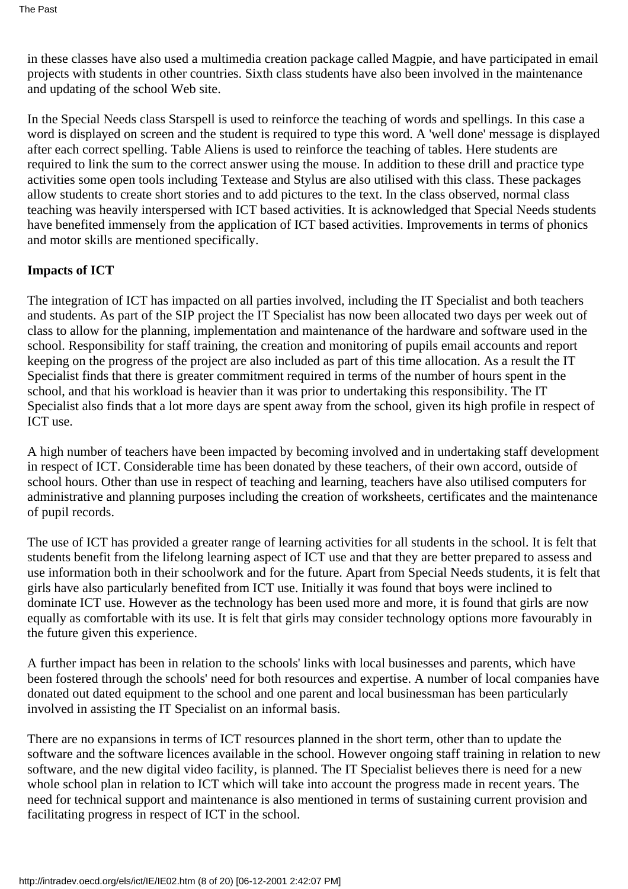in these classes have also used a multimedia creation package called Magpie, and have participated in email projects with students in other countries. Sixth class students have also been involved in the maintenance and updating of the school Web site.

In the Special Needs class Starspell is used to reinforce the teaching of words and spellings. In this case a word is displayed on screen and the student is required to type this word. A 'well done' message is displayed after each correct spelling. Table Aliens is used to reinforce the teaching of tables. Here students are required to link the sum to the correct answer using the mouse. In addition to these drill and practice type activities some open tools including Textease and Stylus are also utilised with this class. These packages allow students to create short stories and to add pictures to the text. In the class observed, normal class teaching was heavily interspersed with ICT based activities. It is acknowledged that Special Needs students have benefited immensely from the application of ICT based activities. Improvements in terms of phonics and motor skills are mentioned specifically.

**Impacts of ICT**

The integration of ICT has impacted on all parties involved, including the IT Specialist and both teachers and students. As part of the SIP project the IT Specialist has now been allocated two days per week out of class to allow for the planning, implementation and maintenance of the hardware and software used in the school. Responsibility for staff training, the creation and monitoring of pupils email accounts and report keeping on the progress of the project are also included as part of this time allocation. As a result the IT Specialist finds that there is greater commitment required in terms of the number of hours spent in the school, and that his workload is heavier than it was prior to undertaking this responsibility. The IT Specialist also finds that a lot more days are spent away from the school, given its high profile in respect of ICT use.

A high number of teachers have been impacted by becoming involved and in undertaking staff development in respect of ICT. Considerable time has been donated by these teachers, of their own accord, outside of school hours. Other than use in respect of teaching and learning, teachers have also utilised computers for administrative and planning purposes including the creation of worksheets, certificates and the maintenance of pupil records.

The use of ICT has provided a greater range of learning activities for all students in the school. It is felt that students benefit from the lifelong learning aspect of ICT use and that they are better prepared to assess and use information both in their schoolwork and for the future. Apart from Special Needs students, it is felt that girls have also particularly benefited from ICT use. Initially it was found that boys were inclined to dominate ICT use. However as the technology has been used more and more, it is found that girls are now equally as comfortable with its use. It is felt that girls may consider technology options more favourably in the future given this experience.

A further impact has been in relation to the schools' links with local businesses and parents, which have been fostered through the schools' need for both resources and expertise. A number of local companies have donated out dated equipment to the school and one parent and local businessman has been particularly involved in assisting the IT Specialist on an informal basis.

There are no expansions in terms of ICT resources planned in the short term, other than to update the software and the software licences available in the school. However ongoing staff training in relation to new software, and the new digital video facility, is planned. The IT Specialist believes there is need for a new whole school plan in relation to ICT which will take into account the progress made in recent years. The need for technical support and maintenance is also mentioned in terms of sustaining current provision and facilitating progress in respect of ICT in the school.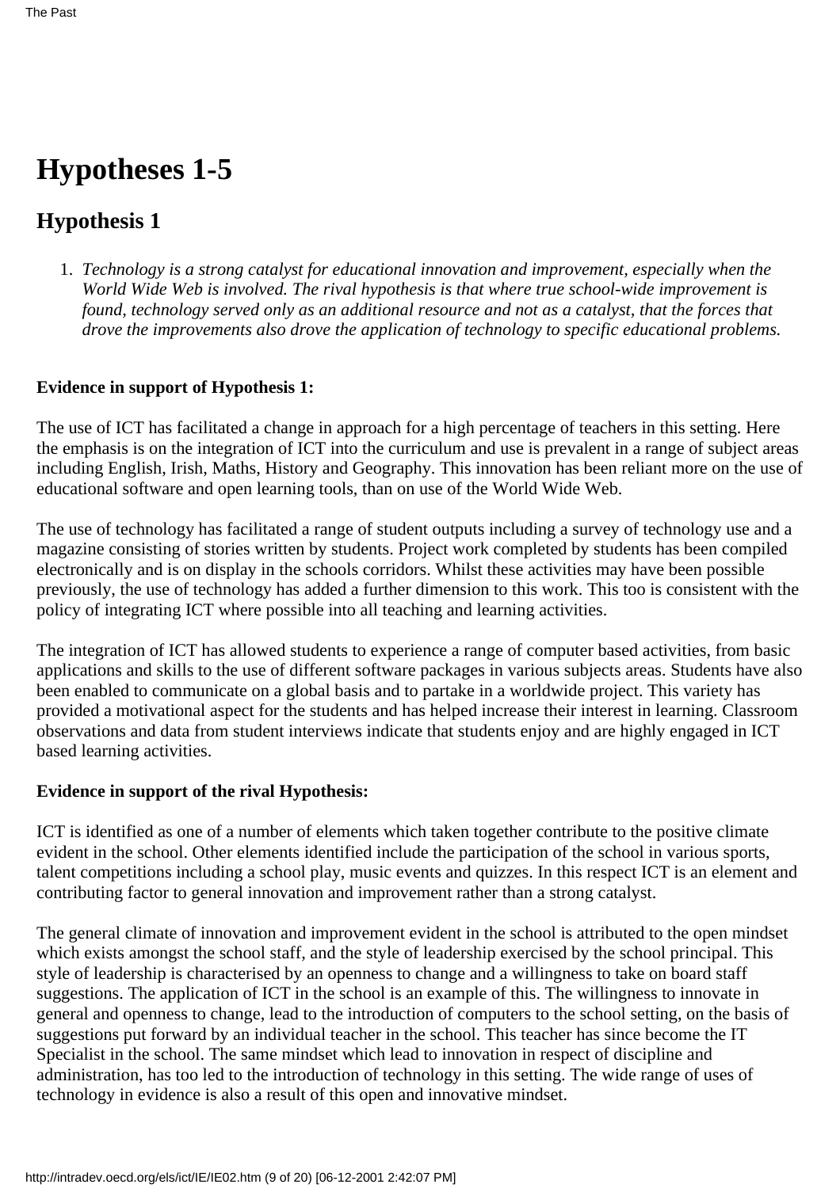# Hypotheses 1-5

## Hypothesis 1

1. *Technology is a strong catalyst for educational innovation and improvement, especially when the World Wide Web is involved. The rival hypothesis is that where true school-wide improvement is found, technology served only as an additional resource and not as a catalyst, that the forces that drove the improvements also drove the application of technology to specific educational problems.*

**Evidence in support of Hypothesis 1:**

The use of ICT has facilitated a change in approach for a high percentage of teachers in this setting. Here the emphasis is on the integration of ICT into the curriculum and use is prevalent in a range of subject areas including English, Irish, Maths, History and Geography. This innovation has been reliant more on the use of educational software and open learning tools, than on use of the World Wide Web.

The use of technology has facilitated a range of student outputs including a survey of technology use and a magazine consisting of stories written by students. Project work completed by students has been compiled electronically and is on display in the schools corridors. Whilst these activities may have been possible previously, the use of technology has added a further dimension to this work. This too is consistent with the policy of integrating ICT where possible into all teaching and learning activities.

The integration of ICT has allowed students to experience a range of computer based activities, from basic applications and skills to the use of different software packages in various subjects areas. Students have also been enabled to communicate on a global basis and to partake in a worldwide project. This variety has provided a motivational aspect for the students and has helped increase their interest in learning. Classroom observations and data from student interviews indicate that students enjoy and are highly engaged in ICT based learning activities.

**Evidence in support of the rival Hypothesis:**

ICT is identified as one of a number of elements which taken together contribute to the positive climate evident in the school. Other elements identified include the participation of the school in various sports, talent competitions including a school play, music events and quizzes. In this respect ICT is an element and contributing factor to general innovation and improvement rather than a strong catalyst.

The general climate of innovation and improvement evident in the school is attributed to the open mindset which exists amongst the school staff, and the style of leadership exercised by the school principal. This style of leadership is characterised by an openness to change and a willingness to take on board staff suggestions. The application of ICT in the school is an example of this. The willingness to innovate in general and openness to change, lead to the introduction of computers to the school setting, on the basis of suggestions put forward by an individual teacher in the school. This teacher has since become the IT Specialist in the school. The same mindset which lead to innovation in respect of discipline and administration, has too led to the introduction of technology in this setting. The wide range of uses of technology in evidence is also a result of this open and innovative mindset.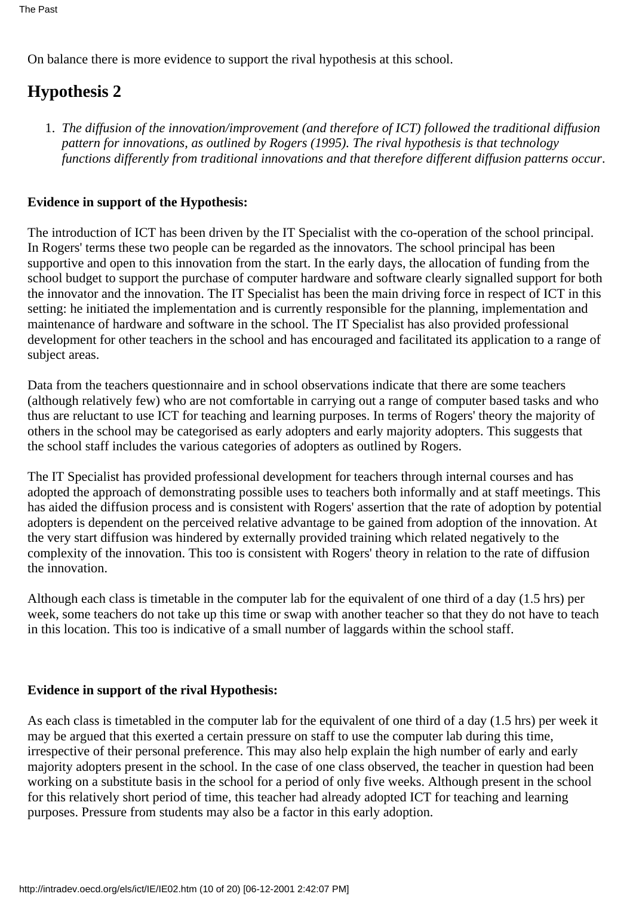On balance there is more evidence to support the rival hypothesis at this school.

## Hypothesis 2

1. *The diffusion of the innovation/improvement (and therefore of ICT) followed the traditional diffusion pattern for innovations, as outlined by Rogers (1995). The rival hypothesis is that technology functions differently from traditional innovations and that therefore different diffusion patterns occur*.

**Evidence in support of the Hypothesis:**

The introduction of ICT has been driven by the IT Specialist with the co-operation of the school principal. In Rogers' terms these two people can be regarded as the innovators. The school principal has been supportive and open to this innovation from the start. In the early days, the allocation of funding from the school budget to support the purchase of computer hardware and software clearly signalled support for both the innovator and the innovation. The IT Specialist has been the main driving force in respect of ICT in this setting: he initiated the implementation and is currently responsible for the planning, implementation and maintenance of hardware and software in the school. The IT Specialist has also provided professional development for other teachers in the school and has encouraged and facilitated its application to a range of subject areas.

Data from the teachers questionnaire and in school observations indicate that there are some teachers (although relatively few) who are not comfortable in carrying out a range of computer based tasks and who thus are reluctant to use ICT for teaching and learning purposes. In terms of Rogers' theory the majority of others in the school may be categorised as early adopters and early majority adopters. This suggests that the school staff includes the various categories of adopters as outlined by Rogers.

The IT Specialist has provided professional development for teachers through internal courses and has adopted the approach of demonstrating possible uses to teachers both informally and at staff meetings. This has aided the diffusion process and is consistent with Rogers' assertion that the rate of adoption by potential adopters is dependent on the perceived relative advantage to be gained from adoption of the innovation. At the very start diffusion was hindered by externally provided training which related negatively to the complexity of the innovation. This too is consistent with Rogers' theory in relation to the rate of diffusion the innovation.

Although each class is timetable in the computer lab for the equivalent of one third of a day (1.5 hrs) per week, some teachers do not take up this time or swap with another teacher so that they do not have to teach in this location. This too is indicative of a small number of laggards within the school staff.

**Evidence in support of the rival Hypothesis:**

As each class is timetabled in the computer lab for the equivalent of one third of a day (1.5 hrs) per week it may be argued that this exerted a certain pressure on staff to use the computer lab during this time, irrespective of their personal preference. This may also help explain the high number of early and early majority adopters present in the school. In the case of one class observed, the teacher in question had been working on a substitute basis in the school for a period of only five weeks. Although present in the school for this relatively short period of time, this teacher had already adopted ICT for teaching and learning purposes. Pressure from students may also be a factor in this early adoption.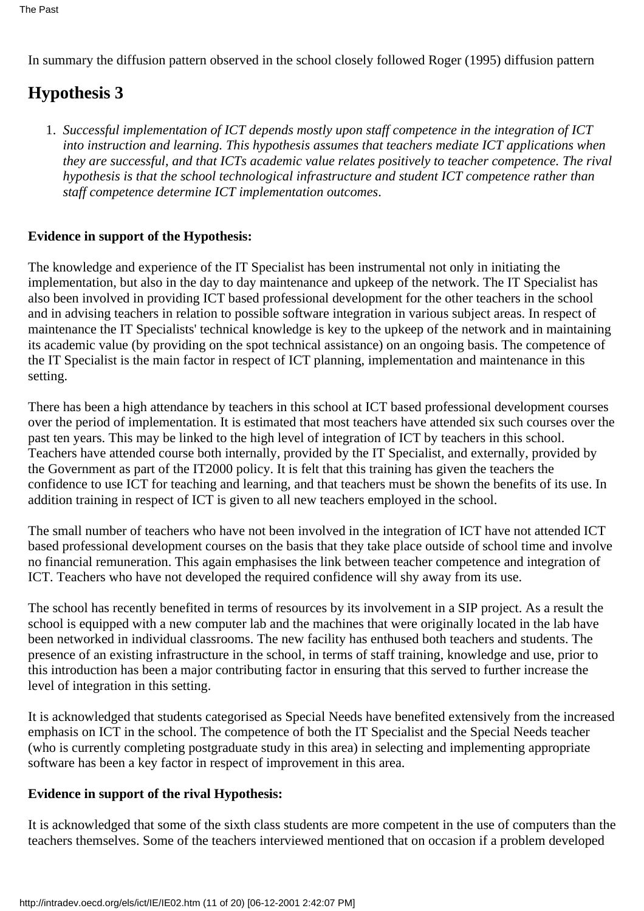In summary the diffusion pattern observed in the school closely followed Roger (1995) diffusion pattern

## Hypothesis 3

1. *Successful implementation of ICT depends mostly upon staff competence in the integration of ICT into instruction and learning. This hypothesis assumes that teachers mediate ICT applications when they are successful, and that ICTs academic value relates positively to teacher competence. The rival hypothesis is that the school technological infrastructure and student ICT competence rather than staff competence determine ICT implementation outcomes.*

**Evidence in support of the Hypothesis:**

The knowledge and experience of the IT Specialist has been instrumental not only in initiating the implementation, but also in the day to day maintenance and upkeep of the network. The IT Specialist has also been involved in providing ICT based professional development for the other teachers in the school and in advising teachers in relation to possible software integration in various subject areas. In respect of maintenance the IT Specialists' technical knowledge is key to the upkeep of the network and in maintaining its academic value (by providing on the spot technical assistance) on an ongoing basis. The competence of the IT Specialist is the main factor in respect of ICT planning, implementation and maintenance in this setting.

There has been a high attendance by teachers in this school at ICT based professional development courses over the period of implementation. It is estimated that most teachers have attended six such courses over the past ten years. This may be linked to the high level of integration of ICT by teachers in this school. Teachers have attended course both internally, provided by the IT Specialist, and externally, provided by the Government as part of the IT2000 policy. It is felt that this training has given the teachers the confidence to use ICT for teaching and learning, and that teachers must be shown the benefits of its use. In addition training in respect of ICT is given to all new teachers employed in the school.

The small number of teachers who have not been involved in the integration of ICT have not attended ICT based professional development courses on the basis that they take place outside of school time and involve no financial remuneration. This again emphasises the link between teacher competence and integration of ICT. Teachers who have not developed the required confidence will shy away from its use.

The school has recently benefited in terms of resources by its involvement in a SIP project. As a result the school is equipped with a new computer lab and the machines that were originally located in the lab have been networked in individual classrooms. The new facility has enthused both teachers and students. The presence of an existing infrastructure in the school, in terms of staff training, knowledge and use, prior to this introduction has been a major contributing factor in ensuring that this served to further increase the level of integration in this setting.

It is acknowledged that students categorised as Special Needs have benefited extensively from the increased emphasis on ICT in the school. The competence of both the IT Specialist and the Special Needs teacher (who is currently completing postgraduate study in this area) in selecting and implementing appropriate software has been a key factor in respect of improvement in this area.

**Evidence in support of the rival Hypothesis:**

It is acknowledged that some of the sixth class students are more competent in the use of computers than the teachers themselves. Some of the teachers interviewed mentioned that on occasion if a problem developed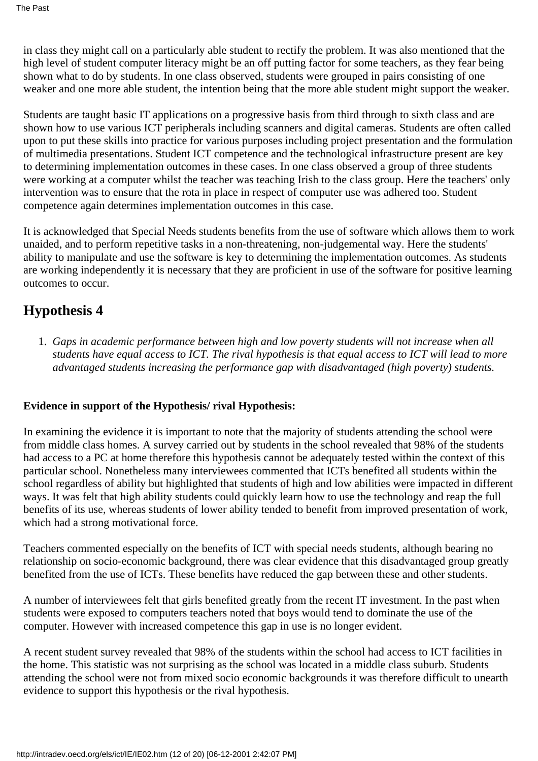in class they might call on a particularly able student to rectify the problem. It was also mentioned that the high level of student computer literacy might be an off putting factor for some teachers, as they fear being shown what to do by students. In one class observed, students were grouped in pairs consisting of one weaker and one more able student, the intention being that the more able student might support the weaker.

Students are taught basic IT applications on a progressive basis from third through to sixth class and are shown how to use various ICT peripherals including scanners and digital cameras. Students are often called upon to put these skills into practice for various purposes including project presentation and the formulation of multimedia presentations. Student ICT competence and the technological infrastructure present are key to determining implementation outcomes in these cases. In one class observed a group of three students were working at a computer whilst the teacher was teaching Irish to the class group. Here the teachers' only intervention was to ensure that the rota in place in respect of computer use was adhered too. Student competence again determines implementation outcomes in this case.

It is acknowledged that Special Needs students benefits from the use of software which allows them to work unaided, and to perform repetitive tasks in a non-threatening, non-judgemental way. Here the students' ability to manipulate and use the software is key to determining the implementation outcomes. As students are working independently it is necessary that they are proficient in use of the software for positive learning outcomes to occur.

## Hypothesis 4

1. *Gaps in academic performance between high and low poverty students will not increase when all students have equal access to ICT. The rival hypothesis is that equal access to ICT will lead to more advantaged students increasing the performance gap with disadvantaged (high poverty) students.*

**Evidence in support of the Hypothesis/ rival Hypothesis:**

In examining the evidence it is important to note that the majority of students attending the school were from middle class homes. A survey carried out by students in the school revealed that 98% of the students had access to a PC at home therefore this hypothesis cannot be adequately tested within the context of this particular school. Nonetheless many interviewees commented that ICTs benefited all students within the school regardless of ability but highlighted that students of high and low abilities were impacted in different ways. It was felt that high ability students could quickly learn how to use the technology and reap the full benefits of its use, whereas students of lower ability tended to benefit from improved presentation of work, which had a strong motivational force.

Teachers commented especially on the benefits of ICT with special needs students, although bearing no relationship on socio-economic background, there was clear evidence that this disadvantaged group greatly benefited from the use of ICTs. These benefits have reduced the gap between these and other students.

A number of interviewees felt that girls benefited greatly from the recent IT investment. In the past when students were exposed to computers teachers noted that boys would tend to dominate the use of the computer. However with increased competence this gap in use is no longer evident.

A recent student survey revealed that 98% of the students within the school had access to ICT facilities in the home. This statistic was not surprising as the school was located in a middle class suburb. Students attending the school were not from mixed socio economic backgrounds it was therefore difficult to unearth evidence to support this hypothesis or the rival hypothesis.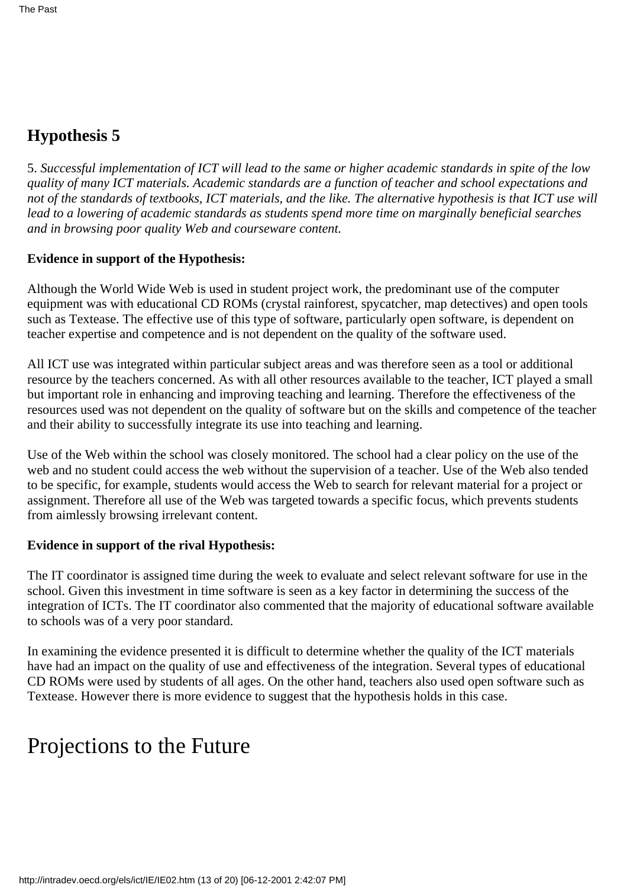## Hypothesis 5

5. *Successful implementation of ICT will lead to the same or higher academic standards in spite of the low quality of many ICT materials. Academic standards are a function of teacher and school expectations and not of the standards of textbooks, ICT materials, and the like. The alternative hypothesis is that ICT use will lead to a lowering of academic standards as students spend more time on marginally beneficial searches and in browsing poor quality Web and courseware content.*

**Evidence in support of the Hypothesis:**

Although the World Wide Web is used in student project work, the predominant use of the computer equipment was with educational CD ROMs (crystal rainforest, spycatcher, map detectives) and open tools such as Textease. The effective use of this type of software, particularly open software, is dependent on teacher expertise and competence and is not dependent on the quality of the software used.

All ICT use was integrated within particular subject areas and was therefore seen as a tool or additional resource by the teachers concerned. As with all other resources available to the teacher, ICT played a small but important role in enhancing and improving teaching and learning. Therefore the effectiveness of the resources used was not dependent on the quality of software but on the skills and competence of the teacher and their ability to successfully integrate its use into teaching and learning.

Use of the Web within the school was closely monitored. The school had a clear policy on the use of the web and no student could access the web without the supervision of a teacher. Use of the Web also tended to be specific, for example, students would access the Web to search for relevant material for a project or assignment. Therefore all use of the Web was targeted towards a specific focus, which prevents students from aimlessly browsing irrelevant content.

**Evidence in support of the rival Hypothesis:**

The IT coordinator is assigned time during the week to evaluate and select relevant software for use in the school. Given this investment in time software is seen as a key factor in determining the success of the integration of ICTs. The IT coordinator also commented that the majority of educational software available to schools was of a very poor standard.

In examining the evidence presented it is difficult to determine whether the quality of the ICT materials have had an impact on the quality of use and effectiveness of the integration. Several types of educational CD ROMs were used by students of all ages. On the other hand, teachers also used open software such as Textease. However there is more evidence to suggest that the hypothesis holds in this case.

# Projections to the Future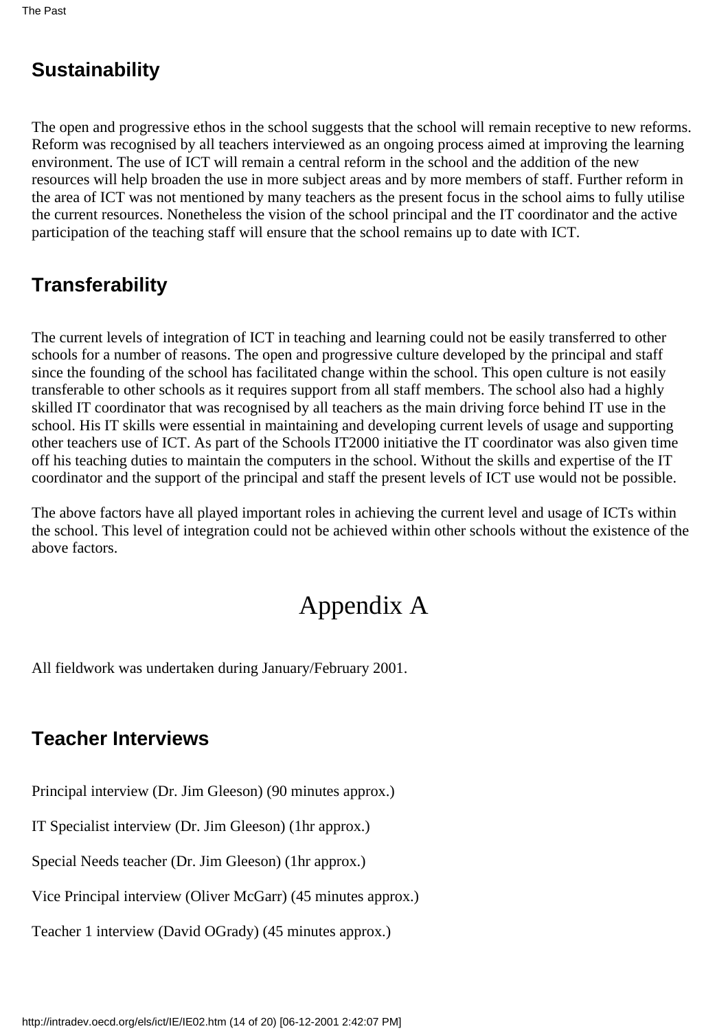## Sustainability

The open and progressive ethos in the school suggests that the school will remain receptive to new reforms. Reform was recognised by all teachers interviewed as an ongoing process aimed at improving the learning environment. The use of ICT will remain a central reform in the school and the addition of the new resources will help broaden the use in more subject areas and by more members of staff. Further reform in the area of ICT was not mentioned by many teachers as the present focus in the school aims to fully utilise the current resources. Nonetheless the vision of the school principal and the IT coordinator and the active participation of the teaching staff will ensure that the school remains up to date with ICT.

## Transferability

The current levels of integration of ICT in teaching and learning could not be easily transferred to other schools for a number of reasons. The open and progressive culture developed by the principal and staff since the founding of the school has facilitated change within the school. This open culture is not easily transferable to other schools as it requires support from all staff members. The school also had a highly skilled IT coordinator that was recognised by all teachers as the main driving force behind IT use in the school. His IT skills were essential in maintaining and developing current levels of usage and supporting other teachers use of ICT. As part of the Schools IT2000 initiative the IT coordinator was also given time off his teaching duties to maintain the computers in the school. Without the skills and expertise of the IT coordinator and the support of the principal and staff the present levels of ICT use would not be possible.

The above factors have all played important roles in achieving the current level and usage of ICTs within the school. This level of integration could not be achieved within other schools without the existence of the above factors.

# Appendix A

All fieldwork was undertaken during January/February 2001.

## Teacher Interviews

Principal interview (Dr. Jim Gleeson) (90 minutes approx.)

IT Specialist interview (Dr. Jim Gleeson) (1hr approx.)

Special Needs teacher (Dr. Jim Gleeson) (1hr approx.)

Vice Principal interview (Oliver McGarr) (45 minutes approx.)

Teacher 1 interview (David OGrady) (45 minutes approx.)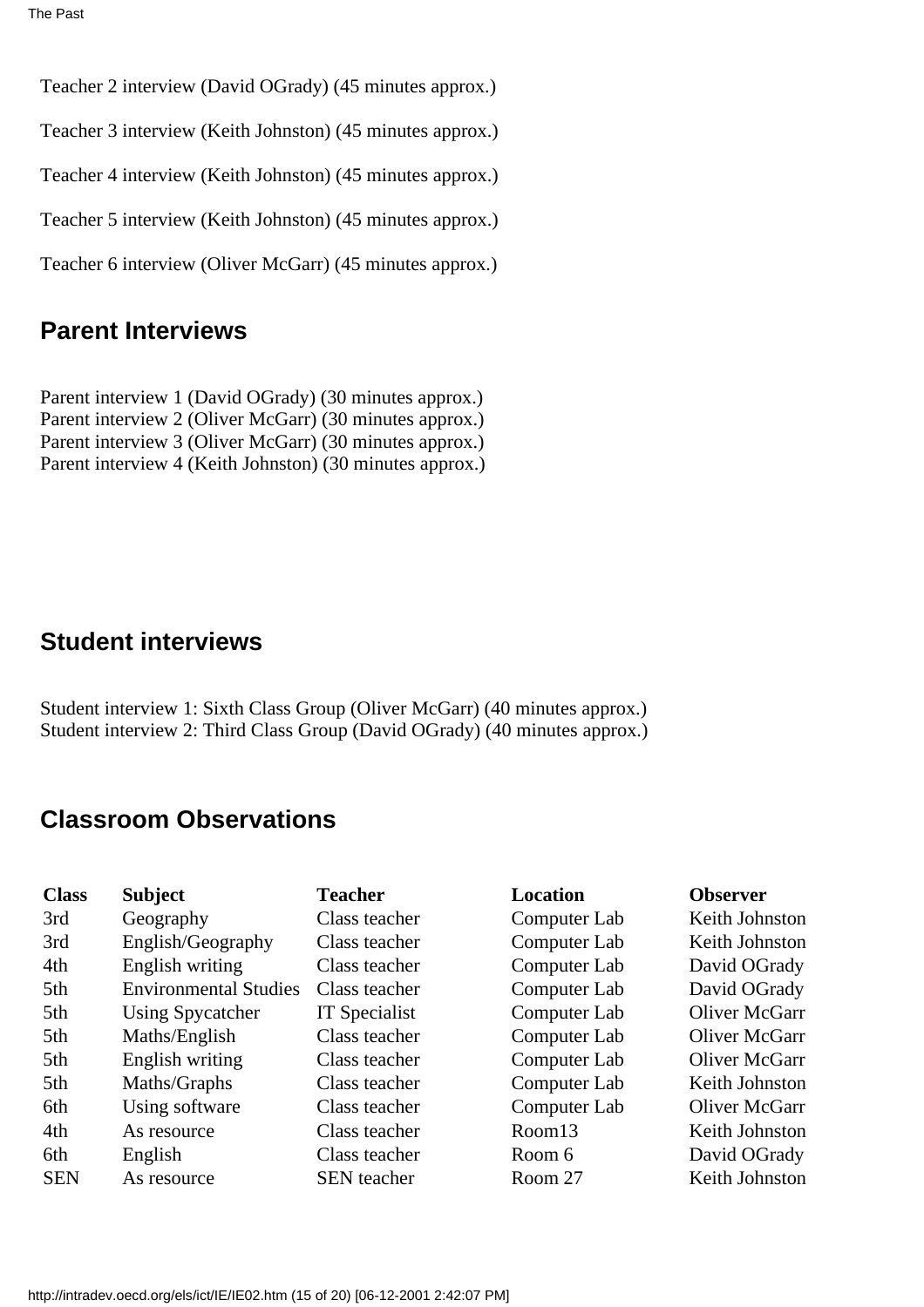Teacher 2 interview (David OGrady) (45 minutes approx.)

Teacher 3 interview (Keith Johnston) (45 minutes approx.)

Teacher 4 interview (Keith Johnston) (45 minutes approx.)

Teacher 5 interview (Keith Johnston) (45 minutes approx.)

Teacher 6 interview (Oliver McGarr) (45 minutes approx.)

## Parent Interviews

Parent interview 1 (David OGrady) (30 minutes approx.)
Parent interview 2 (Oliver McGarr) (30 minutes approx.)
Parent interview 3 (Oliver McGarr) (30 minutes approx.)
Parent interview 4 (Keith Johnston) (30 minutes approx.)

## Student interviews

Student interview 1: Sixth Class Group (Oliver McGarr) (40 minutes approx.)
Student interview 2: Third Class Group (David OGrady) (40 minutes approx.)

## Classroom Observations

| Class | Subject | Teacher | Location | Observer |
|---|---|---|---|---|
| 3rd | Geography | Class teacher | Computer Lab | Keith Johnston |
| 3rd | English/Geography | Class teacher | Computer Lab | Keith Johnston |
| 4th | English writing | Class teacher | Computer Lab | David OGrady |
| 5th | Environmental Studies | Class teacher | Computer Lab | David OGrady |
| 5th | Using Spycatcher | IT Specialist | Computer Lab | Oliver McGarr |
| 5th | Maths/English | Class teacher | Computer Lab | Oliver McGarr |
| 5th | English writing | Class teacher | Computer Lab | Oliver McGarr |
| 5th | Maths/Graphs | Class teacher | Computer Lab | Keith Johnston |
| 6th | Using software | Class teacher | Computer Lab | Oliver McGarr |
| 4th | As resource | Class teacher | Room13 | Keith Johnston |
| 6th | English | Class teacher | Room 6 | David OGrady |
| SEN | As resource | SEN teacher | Room 27 | Keith Johnston |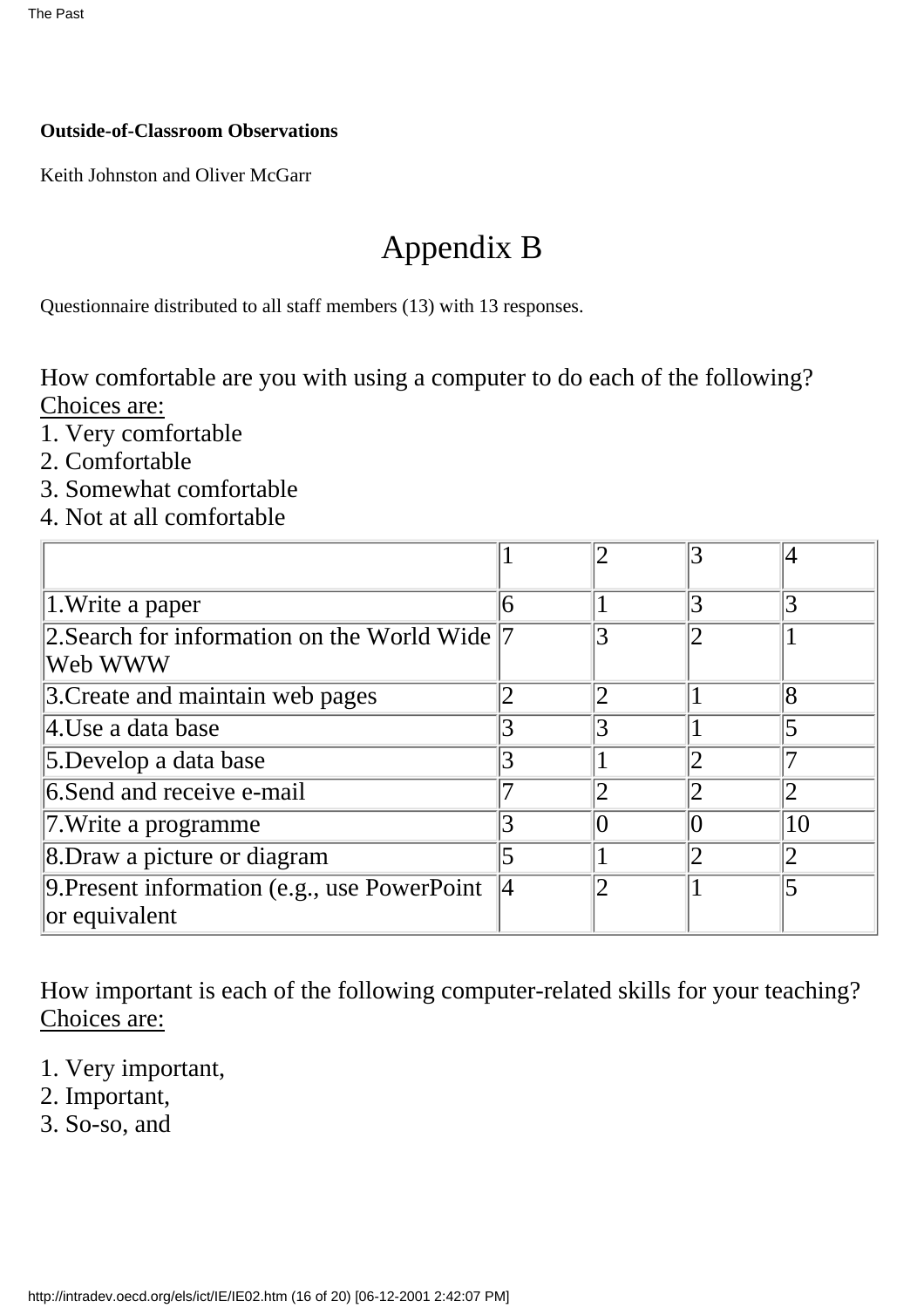**Outside-of-Classroom Observations**

Keith Johnston and Oliver McGarr

# Appendix B

Questionnaire distributed to all staff members (13) with 13 responses.

How comfortable are you with using a computer to do each of the following?
Choices are:
1. Very comfortable
2. Comfortable
3. Somewhat comfortable
4. Not at all comfortable

| | 1 | 2 | 3 | 4 |
|---|---|---|---|---|
| 1.Write a paper | 6 | 1 | 3 | 3 |
| 2.Search for information on the World Wide Web WWW | 7 | 3 | 2 | 1 |
| 3.Create and maintain web pages | 2 | 2 | 1 | 8 |
| 4.Use a data base | 3 | 3 | 1 | 5 |
| 5.Develop a data base | 3 | 1 | 2 | 7 |
| 6.Send and receive e-mail | 7 | 2 | 2 | 2 |
| 7.Write a programme | 3 | 0 | 0 | 10 |
| 8.Draw a picture or diagram | 5 | 1 | 2 | 2 |
| 9.Present information (e.g., use PowerPoint or equivalent | 4 | 2 | 1 | 5 |

How important is each of the following computer-related skills for your teaching?
Choices are:

1. Very important,
2. Important,
3. So-so, and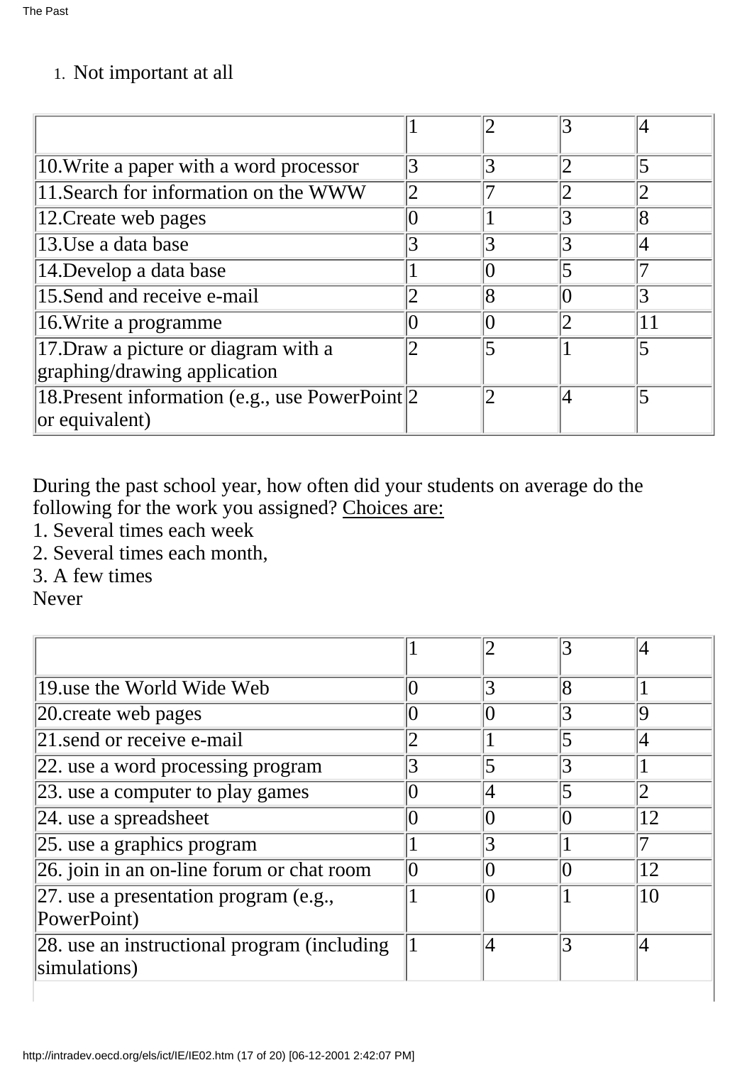4. Not important at all

| | 1 | 2 | 3 | 4 |
|---|---|---|---|---|
| 10.Write a paper with a word processor | 3 | 3 | 2 | 5 |
| 11.Search for information on the WWW | 2 | 7 | 2 | 2 |
| 12.Create web pages | 0 | 1 | 3 | 8 |
| 13.Use a data base | 3 | 3 | 3 | 4 |
| 14.Develop a data base | 1 | 0 | 5 | 7 |
| 15.Send and receive e-mail | 2 | 8 | 0 | 3 |
| 16.Write a programme | 0 | 0 | 2 | 11 |
| 17.Draw a picture or diagram with a graphing/drawing application | 2 | 5 | 1 | 5 |
| 18.Present information (e.g., use PowerPoint or equivalent) | 2 | 2 | 4 | 5 |

During the past school year, how often did your students on average do the following for the work you assigned? Choices are:
1. Several times each week
2. Several times each month,
3. A few times
Never

| | 1 | 2 | 3 | 4 |
|---|---|---|---|---|
| 19.use the World Wide Web | 0 | 3 | 8 | 1 |
| 20.create web pages | 0 | 0 | 3 | 9 |
| 21.send or receive e-mail | 2 | 1 | 5 | 4 |
| 22. use a word processing program | 3 | 5 | 3 | 1 |
| 23. use a computer to play games | 0 | 4 | 5 | 2 |
| 24. use a spreadsheet | 0 | 0 | 0 | 12 |
| 25. use a graphics program | 1 | 3 | 1 | 7 |
| 26. join in an on-line forum or chat room | 0 | 0 | 0 | 12 |
| 27. use a presentation program (e.g., PowerPoint) | 1 | 0 | 1 | 10 |
| 28. use an instructional program (including simulations) | 1 | 4 | 3 | 4 |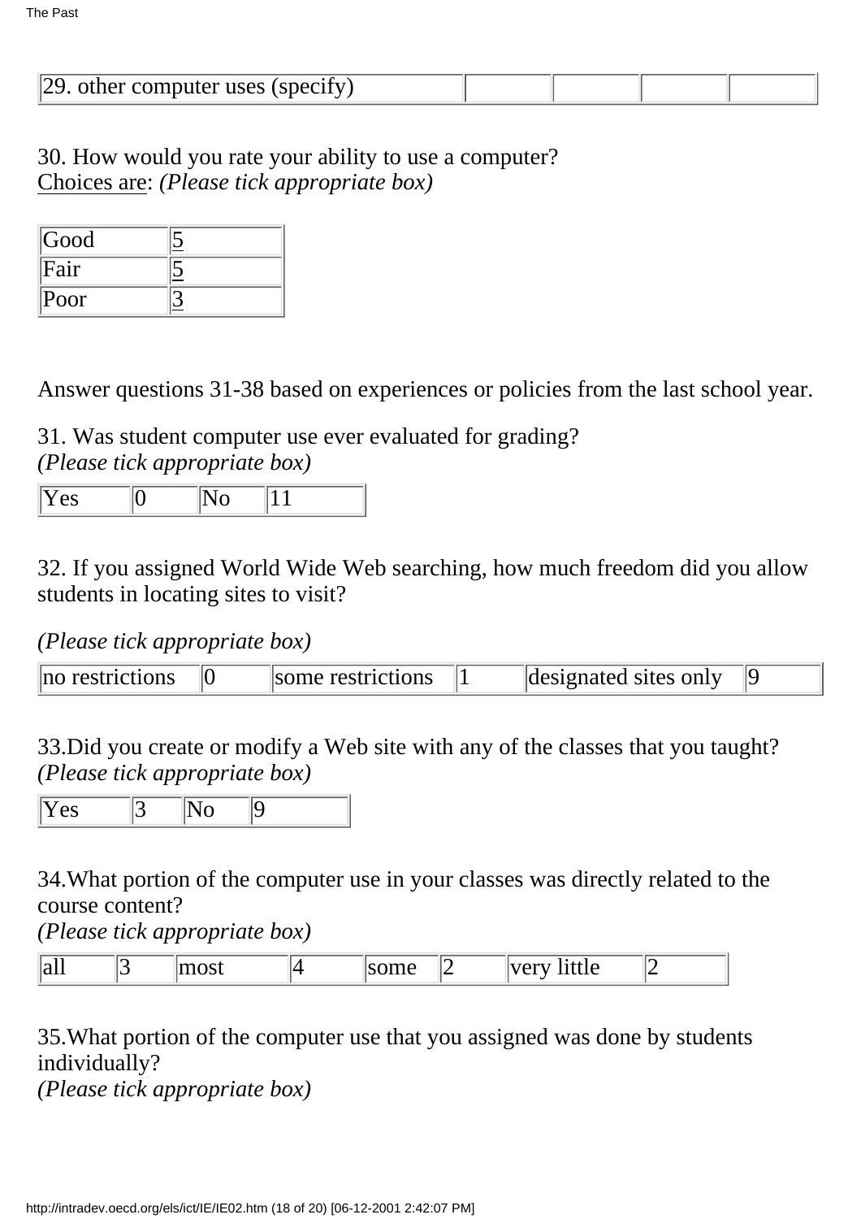| 29. other computer uses (specify) | | | | |
|---|---|---|---|---|

30. How would you rate your ability to use a computer?
Choices are: *(Please tick appropriate box)*

| Good | 5 |
|---|---|
| Fair | 5 |
| Poor | 3 |

Answer questions 31-38 based on experiences or policies from the last school year.

31. Was student computer use ever evaluated for grading?
*(Please tick appropriate box)*

| Yes | 0 | No | 11 |
|---|---|---|---|

32. If you assigned World Wide Web searching, how much freedom did you allow students in locating sites to visit?

*(Please tick appropriate box)*

| no restrictions | 0 | some restrictions | 1 | designated sites only | 9 |
|---|---|---|---|---|---|

33.Did you create or modify a Web site with any of the classes that you taught?
*(Please tick appropriate box)*

| Yes | 3 | No | 9 |
|---|---|---|---|

34.What portion of the computer use in your classes was directly related to the course content?
*(Please tick appropriate box)*

| all | 3 | most | 4 | some | 2 | very little | 2 |
|---|---|---|---|---|---|---|---|

35.What portion of the computer use that you assigned was done by students individually?
*(Please tick appropriate box)*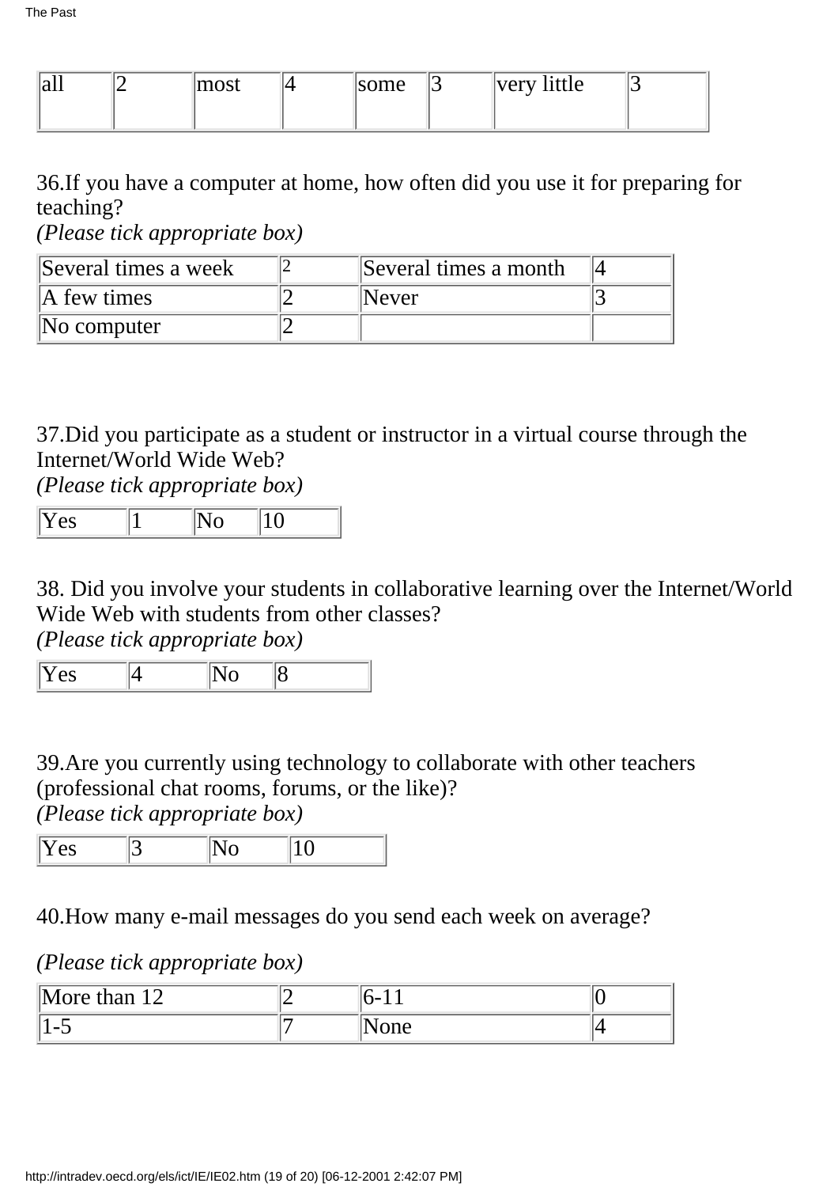| all | 2 | most | 4 | some | 3 | very little | 3 |
|---|---|---|---|---|---|---|---|

36.If you have a computer at home, how often did you use it for preparing for teaching?

*(Please tick appropriate box)*

| Several times a week | 2 | Several times a month | 4 |
|---|---|---|---|
| A few times | 2 | Never | 3 |
| No computer | 2 | | |

37.Did you participate as a student or instructor in a virtual course through the Internet/World Wide Web?

*(Please tick appropriate box)*

| Yes | 1 | No | 10 |
|---|---|---|---|

38. Did you involve your students in collaborative learning over the Internet/World Wide Web with students from other classes?

*(Please tick appropriate box)*

| Yes | 4 | No | 8 |
|---|---|---|---|

39.Are you currently using technology to collaborate with other teachers (professional chat rooms, forums, or the like)?

*(Please tick appropriate box)*

| Yes | 3 | No | 10 |
|---|---|---|---|

40.How many e-mail messages do you send each week on average?

*(Please tick appropriate box)*

| More than 12 | 2 | 6-11 | 0 |
|---|---|---|---|
| 1-5 | 7 | None | 4 |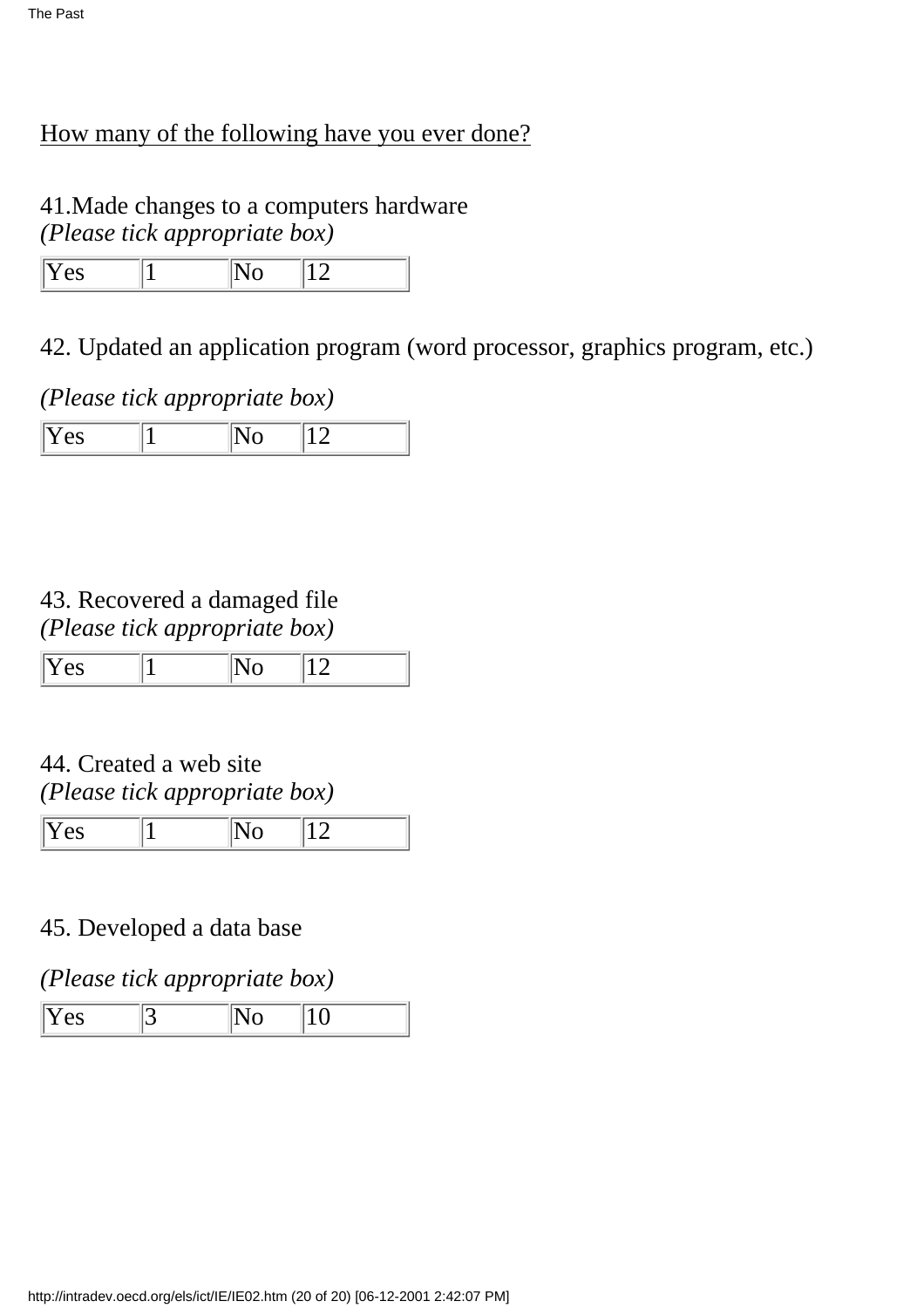<u>How many of the following have you ever done?</u>

41.Made changes to a computers hardware
*(Please tick appropriate box)*

| | | | |
|---|---|---|---|
| Yes | 1 | No | 12 |

42. Updated an application program (word processor, graphics program, etc.)

*(Please tick appropriate box)*

| | | | |
|---|---|---|---|
| Yes | 1 | No | 12 |

43. Recovered a damaged file
*(Please tick appropriate box)*

| | | | |
|---|---|---|---|
| Yes | 1 | No | 12 |

44. Created a web site
*(Please tick appropriate box)*

| | | | |
|---|---|---|---|
| Yes | 1 | No | 12 |

45. Developed a data base

*(Please tick appropriate box)*

| | | | |
|---|---|---|---|
| Yes | 3 | No | 10 |